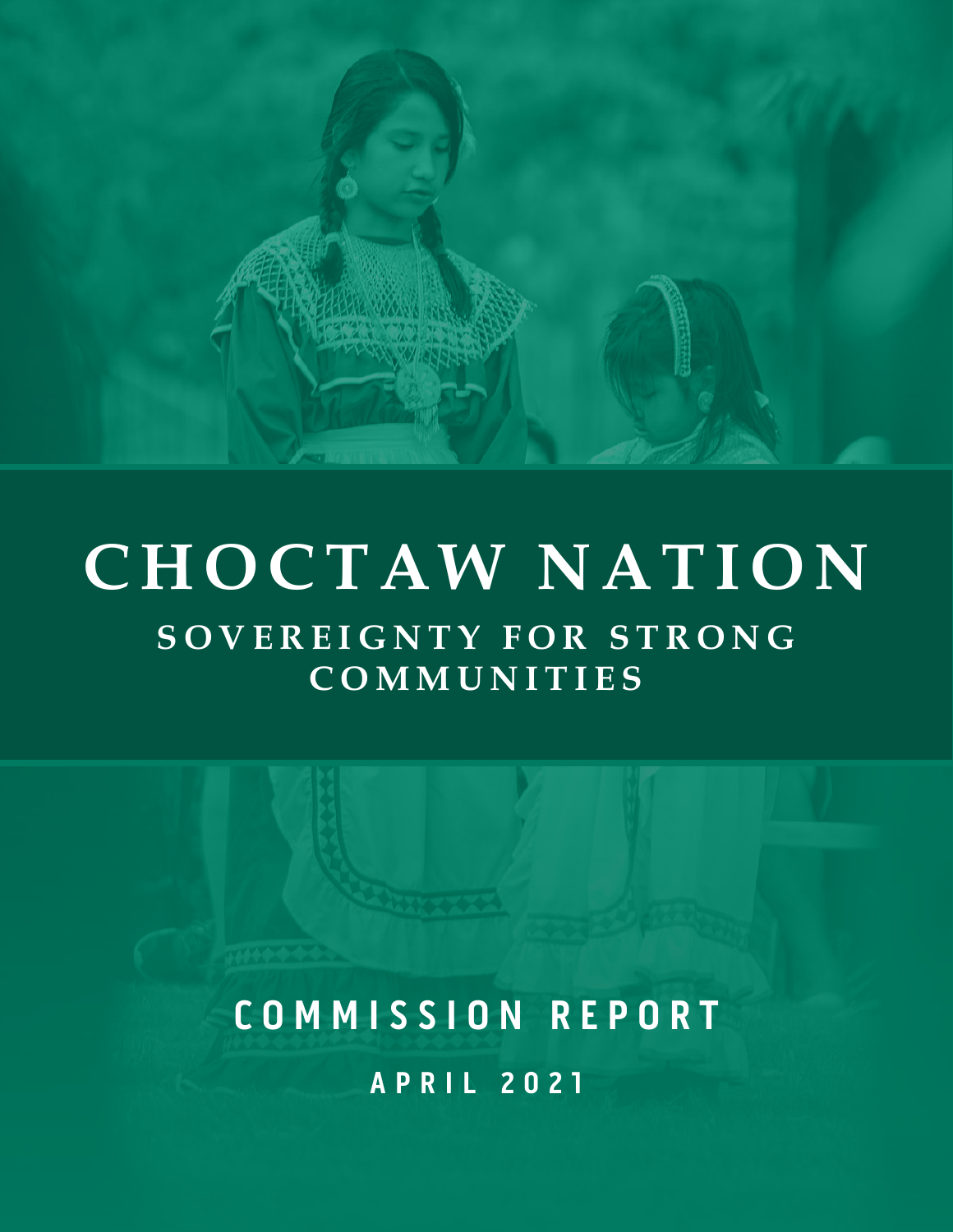# CHOCTAW NATION

## SOVEREIGNTY FOR STRONG COMMUNITIES

## COMMISSION REPORT

APRIL 2021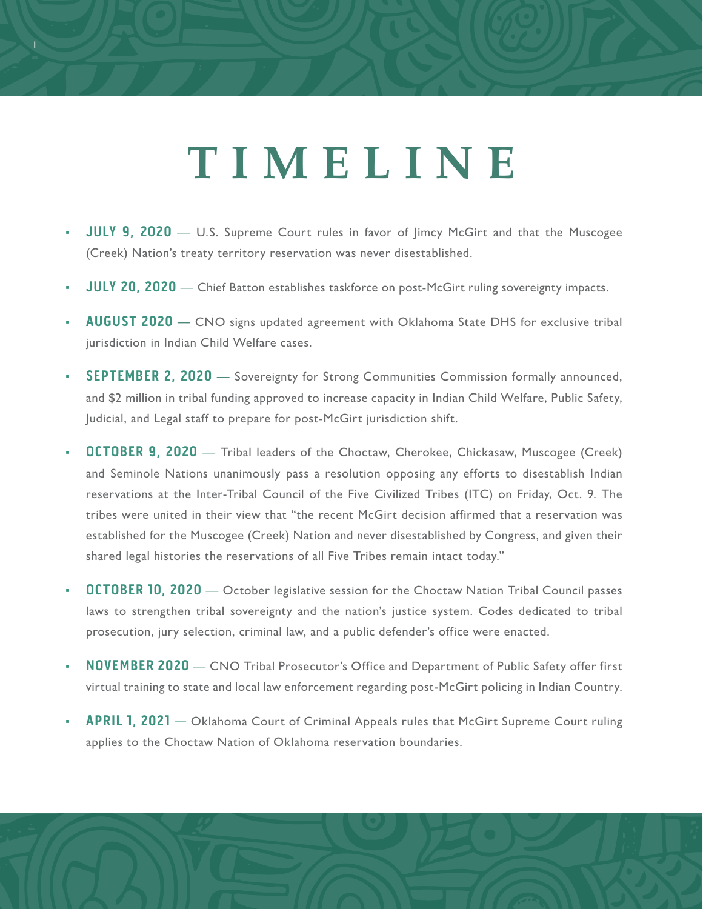# TIMELINE

- **JULY 9, 2020** — U.S. Supreme Court rules in favor of Jimcy McGirt and that the Muscogee (Creek) Nation's treaty territory reservation was never disestablished.
- **JULY 20, 2020** — Chief Batton establishes taskforce on post-McGirt ruling sovereignty impacts.
- **AUGUST 2020** — CNO signs updated agreement with Oklahoma State DHS for exclusive tribal jurisdiction in Indian Child Welfare cases.
- **SEPTEMBER 2, 2020** — Sovereignty for Strong Communities Commission formally announced, and $2 million in tribal funding approved to increase capacity in Indian Child Welfare, Public Safety, Judicial, and Legal staff to prepare for post-McGirt jurisdiction shift.
- **OCTOBER 9, 2020** — Tribal leaders of the Choctaw, Cherokee, Chickasaw, Muscogee (Creek) and Seminole Nations unanimously pass a resolution opposing any efforts to disestablish Indian reservations at the Inter-Tribal Council of the Five Civilized Tribes (ITC) on Friday, Oct. 9. The tribes were united in their view that "the recent McGirt decision affirmed that a reservation was established for the Muscogee (Creek) Nation and never disestablished by Congress, and given their shared legal histories the reservations of all Five Tribes remain intact today."
- **OCTOBER 10, 2020** — October legislative session for the Choctaw Nation Tribal Council passes laws to strengthen tribal sovereignty and the nation's justice system. Codes dedicated to tribal prosecution, jury selection, criminal law, and a public defender's office were enacted.
- **NOVEMBER 2020** — CNO Tribal Prosecutor's Office and Department of Public Safety offer first virtual training to state and local law enforcement regarding post-McGirt policing in Indian Country.
- **APRIL 1, 2021** — Oklahoma Court of Criminal Appeals rules that McGirt Supreme Court ruling applies to the Choctaw Nation of Oklahoma reservation boundaries.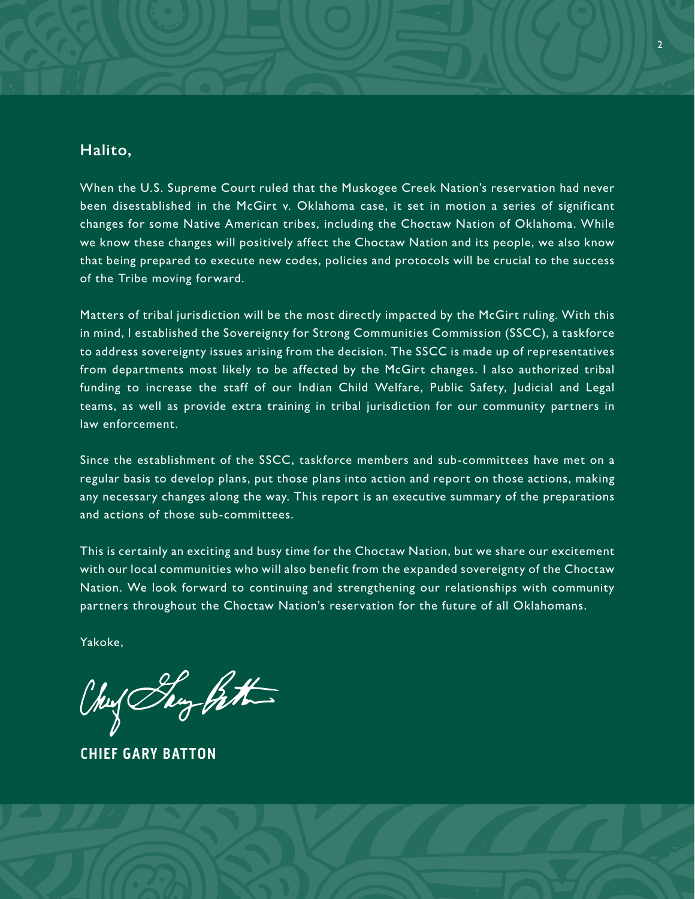**Halito,**

When the U.S. Supreme Court ruled that the Muskogee Creek Nation's reservation had never been disestablished in the McGirt v. Oklahoma case, it set in motion a series of significant changes for some Native American tribes, including the Choctaw Nation of Oklahoma. While we know these changes will positively affect the Choctaw Nation and its people, we also know that being prepared to execute new codes, policies and protocols will be crucial to the success of the Tribe moving forward.

Matters of tribal jurisdiction will be the most directly impacted by the McGirt ruling. With this in mind, I established the Sovereignty for Strong Communities Commission (SSCC), a taskforce to address sovereignty issues arising from the decision. The SSCC is made up of representatives from departments most likely to be affected by the McGirt changes. I also authorized tribal funding to increase the staff of our Indian Child Welfare, Public Safety, Judicial and Legal teams, as well as provide extra training in tribal jurisdiction for our community partners in law enforcement.

Since the establishment of the SSCC, taskforce members and sub-committees have met on a regular basis to develop plans, put those plans into action and report on those actions, making any necessary changes along the way. This report is an executive summary of the preparations and actions of those sub-committees.

This is certainly an exciting and busy time for the Choctaw Nation, but we share our excitement with our local communities who will also benefit from the expanded sovereignty of the Choctaw Nation. We look forward to continuing and strengthening our relationships with community partners throughout the Choctaw Nation's reservation for the future of all Oklahomans.

Yakoke,

**CHIEF GARY BATTON**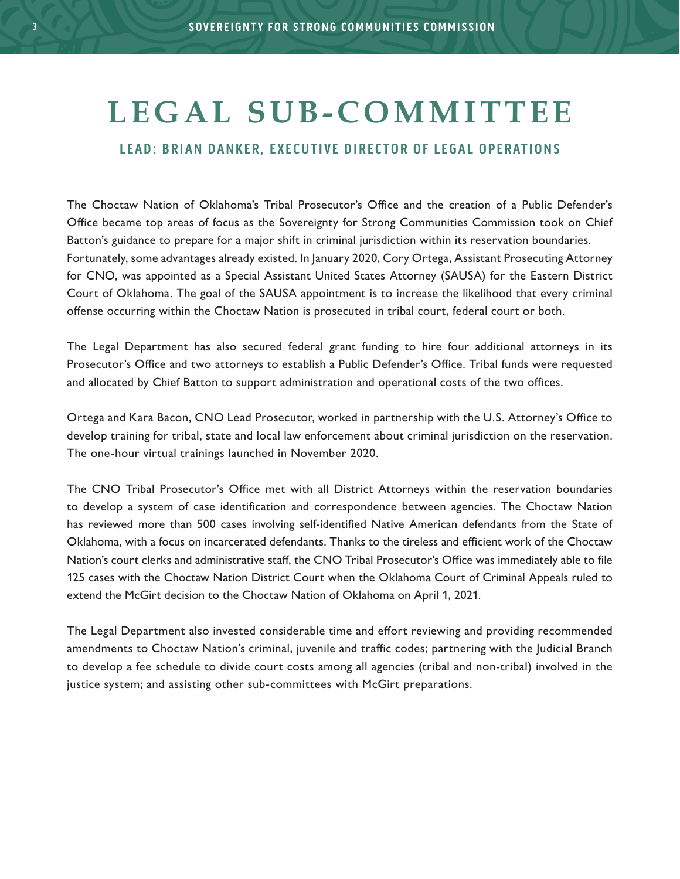# LEGAL SUB-COMMITTEE

## LEAD: BRIAN DANKER, EXECUTIVE DIRECTOR OF LEGAL OPERATIONS

The Choctaw Nation of Oklahoma's Tribal Prosecutor's Office and the creation of a Public Defender's Office became top areas of focus as the Sovereignty for Strong Communities Commission took on Chief Batton's guidance to prepare for a major shift in criminal jurisdiction within its reservation boundaries. Fortunately, some advantages already existed. In January 2020, Cory Ortega, Assistant Prosecuting Attorney for CNO, was appointed as a Special Assistant United States Attorney (SAUSA) for the Eastern District Court of Oklahoma. The goal of the SAUSA appointment is to increase the likelihood that every criminal offense occurring within the Choctaw Nation is prosecuted in tribal court, federal court or both.

The Legal Department has also secured federal grant funding to hire four additional attorneys in its Prosecutor's Office and two attorneys to establish a Public Defender's Office. Tribal funds were requested and allocated by Chief Batton to support administration and operational costs of the two offices.

Ortega and Kara Bacon, CNO Lead Prosecutor, worked in partnership with the U.S. Attorney's Office to develop training for tribal, state and local law enforcement about criminal jurisdiction on the reservation. The one-hour virtual trainings launched in November 2020.

The CNO Tribal Prosecutor's Office met with all District Attorneys within the reservation boundaries to develop a system of case identification and correspondence between agencies. The Choctaw Nation has reviewed more than 500 cases involving self-identified Native American defendants from the State of Oklahoma, with a focus on incarcerated defendants. Thanks to the tireless and efficient work of the Choctaw Nation's court clerks and administrative staff, the CNO Tribal Prosecutor's Office was immediately able to file 125 cases with the Choctaw Nation District Court when the Oklahoma Court of Criminal Appeals ruled to extend the McGirt decision to the Choctaw Nation of Oklahoma on April 1, 2021.

The Legal Department also invested considerable time and effort reviewing and providing recommended amendments to Choctaw Nation's criminal, juvenile and traffic codes; partnering with the Judicial Branch to develop a fee schedule to divide court costs among all agencies (tribal and non-tribal) involved in the justice system; and assisting other sub-committees with McGirt preparations.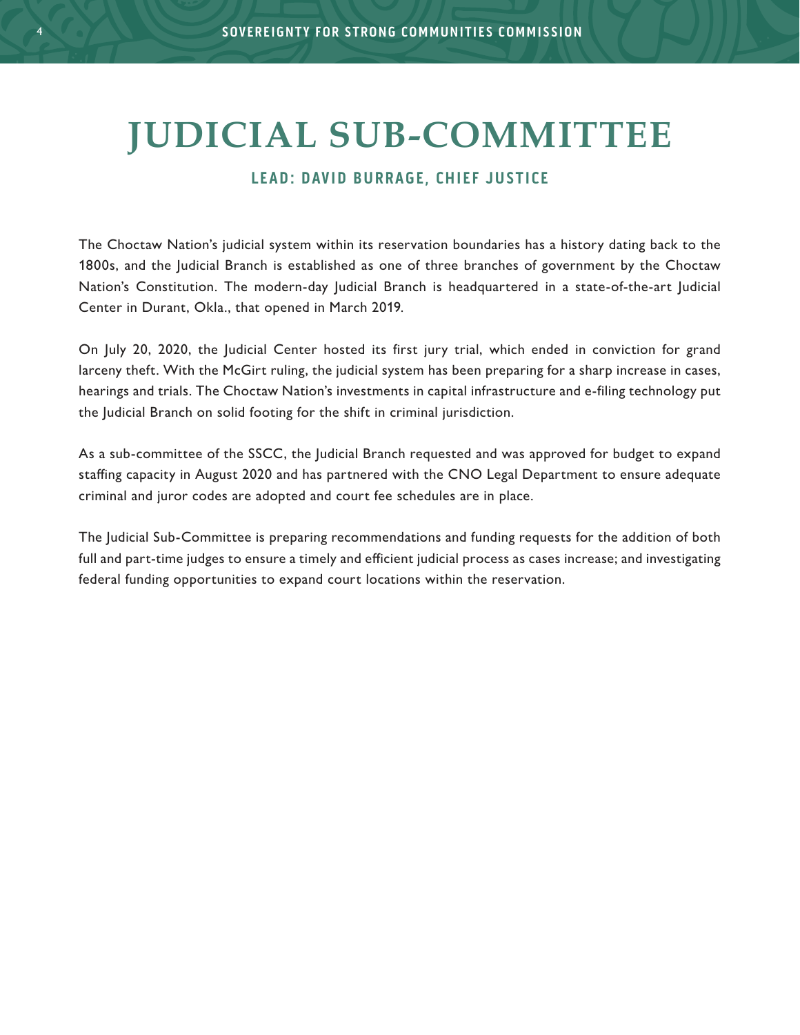# JUDICIAL SUB-COMMITTEE

### LEAD: DAVID BURRAGE, CHIEF JUSTICE

The Choctaw Nation's judicial system within its reservation boundaries has a history dating back to the 1800s, and the Judicial Branch is established as one of three branches of government by the Choctaw Nation's Constitution. The modern-day Judicial Branch is headquartered in a state-of-the-art Judicial Center in Durant, Okla., that opened in March 2019.

On July 20, 2020, the Judicial Center hosted its first jury trial, which ended in conviction for grand larceny theft. With the McGirt ruling, the judicial system has been preparing for a sharp increase in cases, hearings and trials. The Choctaw Nation's investments in capital infrastructure and e-filing technology put the Judicial Branch on solid footing for the shift in criminal jurisdiction.

As a sub-committee of the SSCC, the Judicial Branch requested and was approved for budget to expand staffing capacity in August 2020 and has partnered with the CNO Legal Department to ensure adequate criminal and juror codes are adopted and court fee schedules are in place.

The Judicial Sub-Committee is preparing recommendations and funding requests for the addition of both full and part-time judges to ensure a timely and efficient judicial process as cases increase; and investigating federal funding opportunities to expand court locations within the reservation.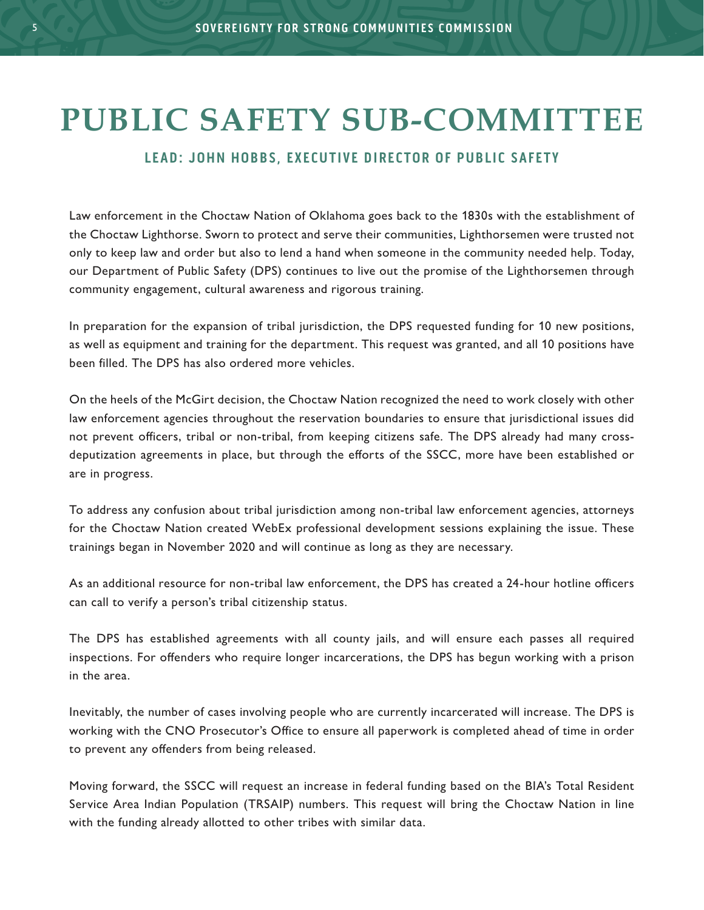# PUBLIC SAFETY SUB-COMMITTEE

## LEAD: JOHN HOBBS, EXECUTIVE DIRECTOR OF PUBLIC SAFETY

Law enforcement in the Choctaw Nation of Oklahoma goes back to the 1830s with the establishment of the Choctaw Lighthorse. Sworn to protect and serve their communities, Lighthorsemen were trusted not only to keep law and order but also to lend a hand when someone in the community needed help. Today, our Department of Public Safety (DPS) continues to live out the promise of the Lighthorsemen through community engagement, cultural awareness and rigorous training.

In preparation for the expansion of tribal jurisdiction, the DPS requested funding for 10 new positions, as well as equipment and training for the department. This request was granted, and all 10 positions have been filled. The DPS has also ordered more vehicles.

On the heels of the McGirt decision, the Choctaw Nation recognized the need to work closely with other law enforcement agencies throughout the reservation boundaries to ensure that jurisdictional issues did not prevent officers, tribal or non-tribal, from keeping citizens safe. The DPS already had many cross-deputization agreements in place, but through the efforts of the SSCC, more have been established or are in progress.

To address any confusion about tribal jurisdiction among non-tribal law enforcement agencies, attorneys for the Choctaw Nation created WebEx professional development sessions explaining the issue. These trainings began in November 2020 and will continue as long as they are necessary.

As an additional resource for non-tribal law enforcement, the DPS has created a 24-hour hotline officers can call to verify a person's tribal citizenship status.

The DPS has established agreements with all county jails, and will ensure each passes all required inspections. For offenders who require longer incarcerations, the DPS has begun working with a prison in the area.

Inevitably, the number of cases involving people who are currently incarcerated will increase. The DPS is working with the CNO Prosecutor's Office to ensure all paperwork is completed ahead of time in order to prevent any offenders from being released.

Moving forward, the SSCC will request an increase in federal funding based on the BIA's Total Resident Service Area Indian Population (TRSAIP) numbers. This request will bring the Choctaw Nation in line with the funding already allotted to other tribes with similar data.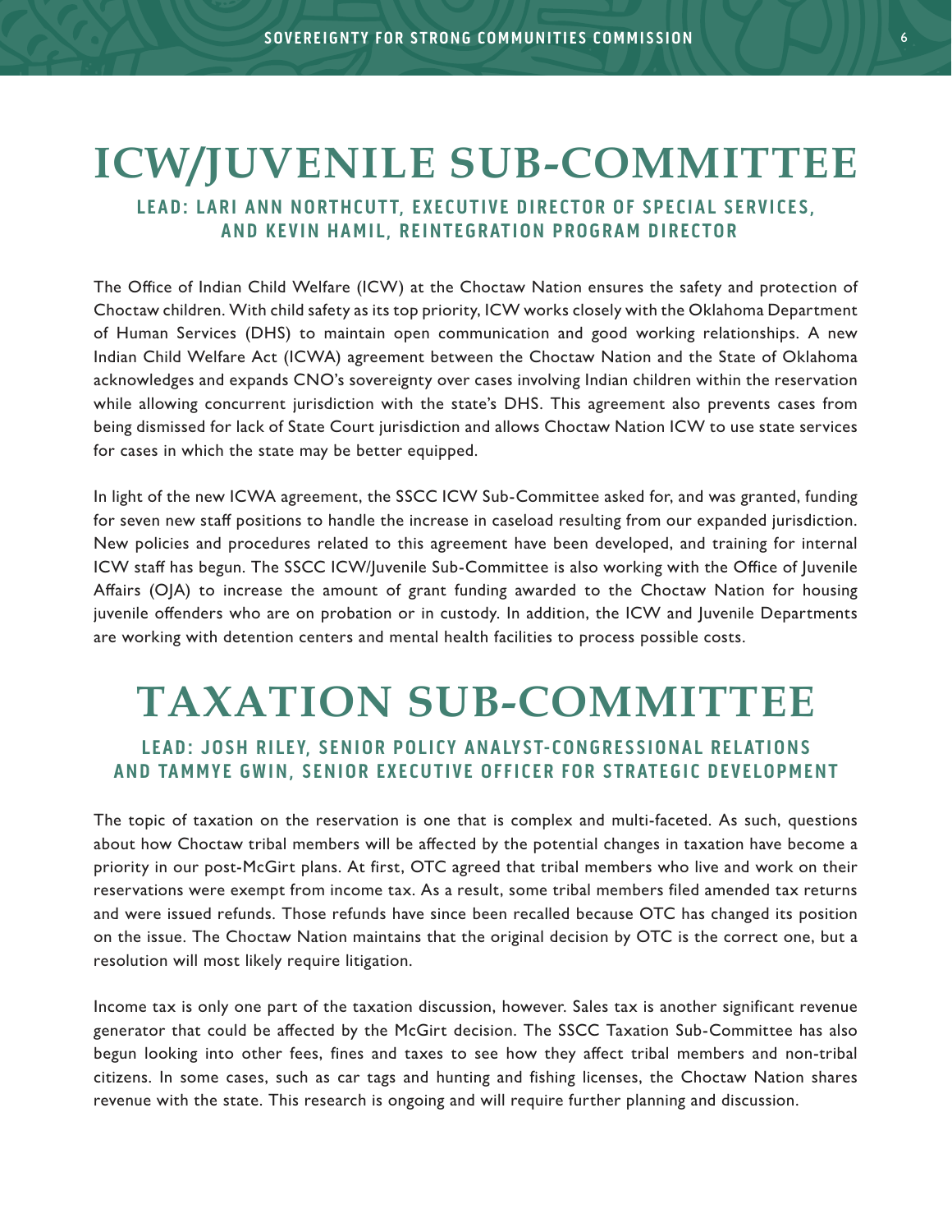# ICW/JUVENILE SUB-COMMITTEE

### LEAD: LARI ANN NORTHCUTT, EXECUTIVE DIRECTOR OF SPECIAL SERVICES, AND KEVIN HAMIL, REINTEGRATION PROGRAM DIRECTOR

The Office of Indian Child Welfare (ICW) at the Choctaw Nation ensures the safety and protection of Choctaw children. With child safety as its top priority, ICW works closely with the Oklahoma Department of Human Services (DHS) to maintain open communication and good working relationships. A new Indian Child Welfare Act (ICWA) agreement between the Choctaw Nation and the State of Oklahoma acknowledges and expands CNO's sovereignty over cases involving Indian children within the reservation while allowing concurrent jurisdiction with the state's DHS. This agreement also prevents cases from being dismissed for lack of State Court jurisdiction and allows Choctaw Nation ICW to use state services for cases in which the state may be better equipped.

In light of the new ICWA agreement, the SSCC ICW Sub-Committee asked for, and was granted, funding for seven new staff positions to handle the increase in caseload resulting from our expanded jurisdiction. New policies and procedures related to this agreement have been developed, and training for internal ICW staff has begun. The SSCC ICW/Juvenile Sub-Committee is also working with the Office of Juvenile Affairs (OJA) to increase the amount of grant funding awarded to the Choctaw Nation for housing juvenile offenders who are on probation or in custody. In addition, the ICW and Juvenile Departments are working with detention centers and mental health facilities to process possible costs.

# TAXATION SUB-COMMITTEE

### LEAD: JOSH RILEY, SENIOR POLICY ANALYST-CONGRESSIONAL RELATIONS AND TAMMYE GWIN, SENIOR EXECUTIVE OFFICER FOR STRATEGIC DEVELOPMENT

The topic of taxation on the reservation is one that is complex and multi-faceted. As such, questions about how Choctaw tribal members will be affected by the potential changes in taxation have become a priority in our post-McGirt plans. At first, OTC agreed that tribal members who live and work on their reservations were exempt from income tax. As a result, some tribal members filed amended tax returns and were issued refunds. Those refunds have since been recalled because OTC has changed its position on the issue. The Choctaw Nation maintains that the original decision by OTC is the correct one, but a resolution will most likely require litigation.

Income tax is only one part of the taxation discussion, however. Sales tax is another significant revenue generator that could be affected by the McGirt decision. The SSCC Taxation Sub-Committee has also begun looking into other fees, fines and taxes to see how they affect tribal members and non-tribal citizens. In some cases, such as car tags and hunting and fishing licenses, the Choctaw Nation shares revenue with the state. This research is ongoing and will require further planning and discussion.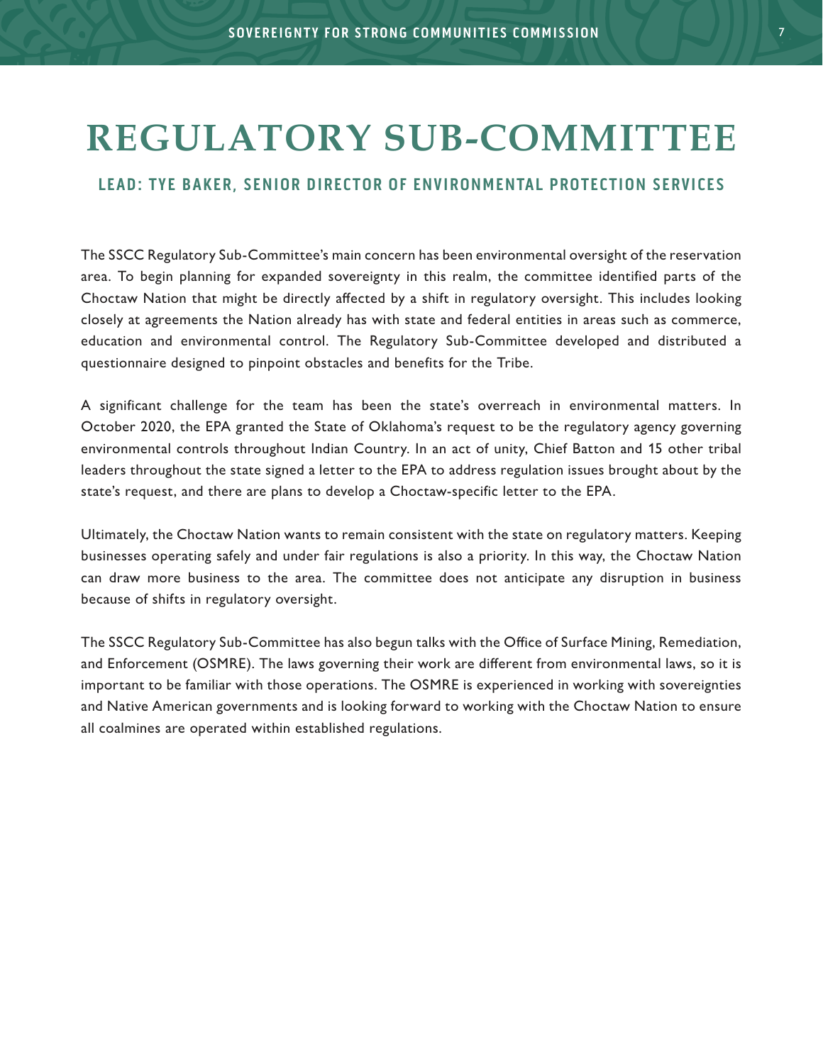# REGULATORY SUB-COMMITTEE

## LEAD: TYE BAKER, SENIOR DIRECTOR OF ENVIRONMENTAL PROTECTION SERVICES

The SSCC Regulatory Sub-Committee's main concern has been environmental oversight of the reservation area. To begin planning for expanded sovereignty in this realm, the committee identified parts of the Choctaw Nation that might be directly affected by a shift in regulatory oversight. This includes looking closely at agreements the Nation already has with state and federal entities in areas such as commerce, education and environmental control. The Regulatory Sub-Committee developed and distributed a questionnaire designed to pinpoint obstacles and benefits for the Tribe.

A significant challenge for the team has been the state's overreach in environmental matters. In October 2020, the EPA granted the State of Oklahoma's request to be the regulatory agency governing environmental controls throughout Indian Country. In an act of unity, Chief Batton and 15 other tribal leaders throughout the state signed a letter to the EPA to address regulation issues brought about by the state's request, and there are plans to develop a Choctaw-specific letter to the EPA.

Ultimately, the Choctaw Nation wants to remain consistent with the state on regulatory matters. Keeping businesses operating safely and under fair regulations is also a priority. In this way, the Choctaw Nation can draw more business to the area. The committee does not anticipate any disruption in business because of shifts in regulatory oversight.

The SSCC Regulatory Sub-Committee has also begun talks with the Office of Surface Mining, Remediation, and Enforcement (OSMRE). The laws governing their work are different from environmental laws, so it is important to be familiar with those operations. The OSMRE is experienced in working with sovereignties and Native American governments and is looking forward to working with the Choctaw Nation to ensure all coalmines are operated within established regulations.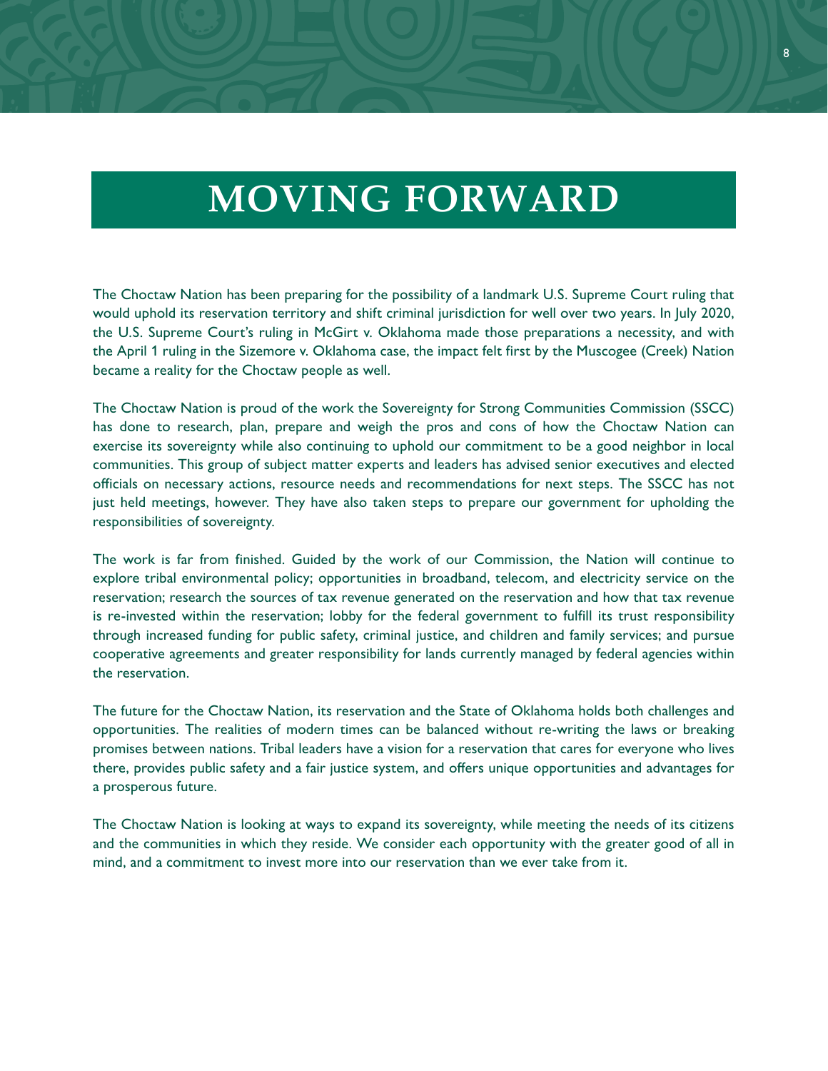# MOVING FORWARD

The Choctaw Nation has been preparing for the possibility of a landmark U.S. Supreme Court ruling that would uphold its reservation territory and shift criminal jurisdiction for well over two years. In July 2020, the U.S. Supreme Court's ruling in McGirt v. Oklahoma made those preparations a necessity, and with the April 1 ruling in the Sizemore v. Oklahoma case, the impact felt first by the Muscogee (Creek) Nation became a reality for the Choctaw people as well.

The Choctaw Nation is proud of the work the Sovereignty for Strong Communities Commission (SSCC) has done to research, plan, prepare and weigh the pros and cons of how the Choctaw Nation can exercise its sovereignty while also continuing to uphold our commitment to be a good neighbor in local communities. This group of subject matter experts and leaders has advised senior executives and elected officials on necessary actions, resource needs and recommendations for next steps. The SSCC has not just held meetings, however. They have also taken steps to prepare our government for upholding the responsibilities of sovereignty.

The work is far from finished. Guided by the work of our Commission, the Nation will continue to explore tribal environmental policy; opportunities in broadband, telecom, and electricity service on the reservation; research the sources of tax revenue generated on the reservation and how that tax revenue is re-invested within the reservation; lobby for the federal government to fulfill its trust responsibility through increased funding for public safety, criminal justice, and children and family services; and pursue cooperative agreements and greater responsibility for lands currently managed by federal agencies within the reservation.

The future for the Choctaw Nation, its reservation and the State of Oklahoma holds both challenges and opportunities. The realities of modern times can be balanced without re-writing the laws or breaking promises between nations. Tribal leaders have a vision for a reservation that cares for everyone who lives there, provides public safety and a fair justice system, and offers unique opportunities and advantages for a prosperous future.

The Choctaw Nation is looking at ways to expand its sovereignty, while meeting the needs of its citizens and the communities in which they reside. We consider each opportunity with the greater good of all in mind, and a commitment to invest more into our reservation than we ever take from it.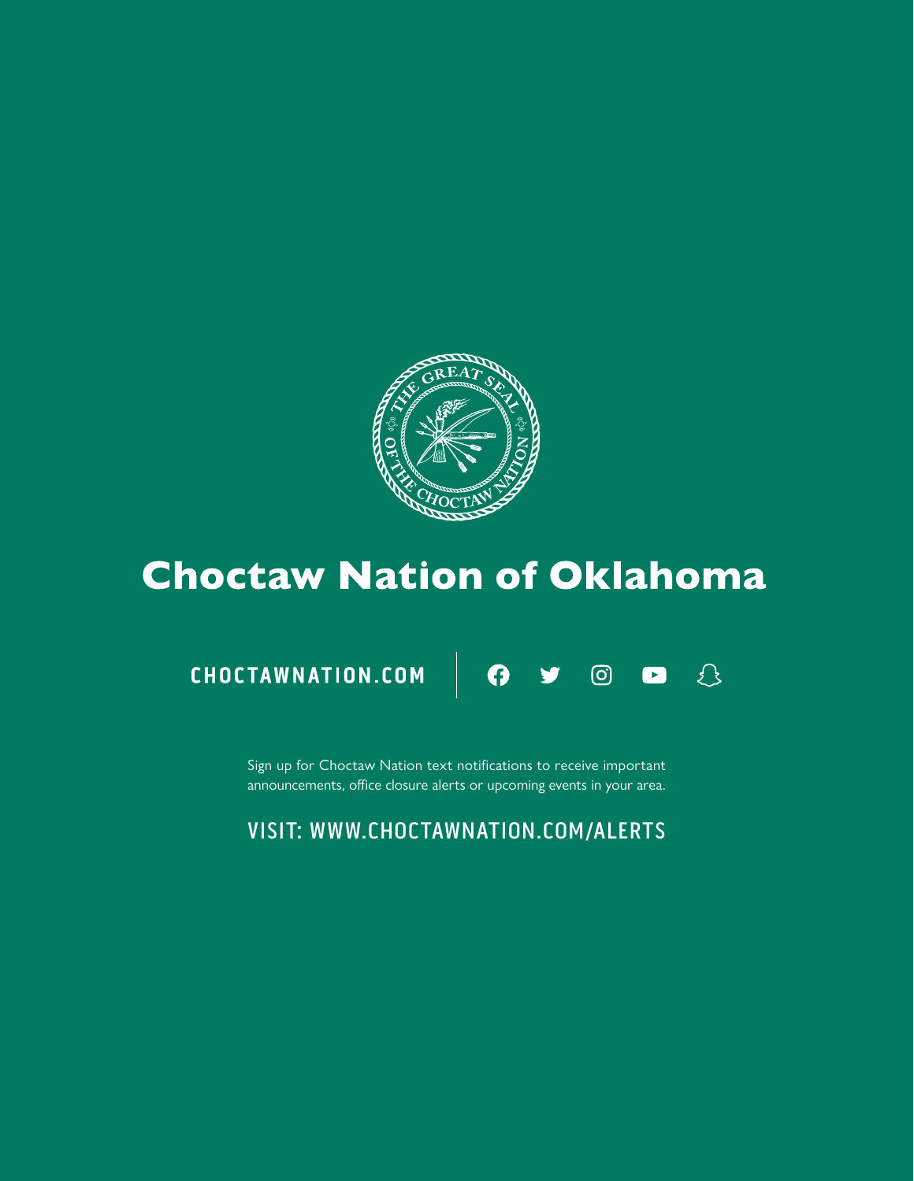# Choctaw Nation of Oklahoma

CHOCTAWNATION.COM

Sign up for Choctaw Nation text notifications to receive important announcements, office closure alerts or upcoming events in your area.

VISIT: WWW.CHOCTAWNATION.COM/ALERTS